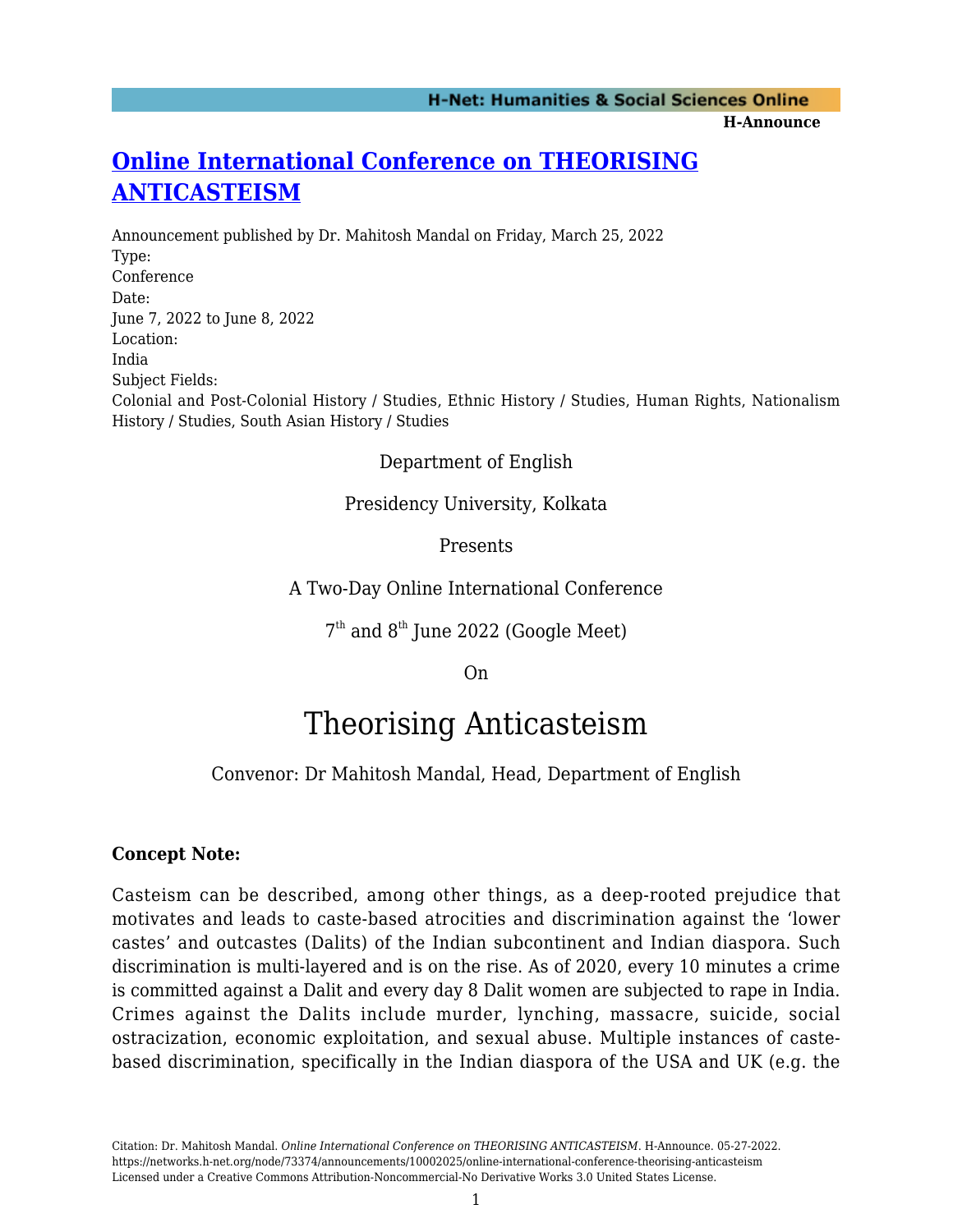# [Online International Conference on THEORISING ANTICASTEISM](https://networks.h-net.org/node/73374/announcements/10002025/online-international-conference-theorising-anticasteism)

Announcement published by Dr. Mahitosh Mandal on Friday, March 25, 2022

Type:
Conference

Date:
June 7, 2022 to June 8, 2022

Location:
India

Subject Fields:
Colonial and Post-Colonial History / Studies, Ethnic History / Studies, Human Rights, Nationalism History / Studies, South Asian History / Studies

Department of English

Presidency University, Kolkata

Presents

A Two-Day Online International Conference

7th and 8th June 2022 (Google Meet)

On

# Theorising Anticasteism

Convenor: Dr Mahitosh Mandal, Head, Department of English

**Concept Note:**

Casteism can be described, among other things, as a deep-rooted prejudice that motivates and leads to caste-based atrocities and discrimination against the 'lower castes' and outcastes (Dalits) of the Indian subcontinent and Indian diaspora. Such discrimination is multi-layered and is on the rise. As of 2020, every 10 minutes a crime is committed against a Dalit and every day 8 Dalit women are subjected to rape in India. Crimes against the Dalits include murder, lynching, massacre, suicide, social ostracization, economic exploitation, and sexual abuse. Multiple instances of caste-based discrimination, specifically in the Indian diaspora of the USA and UK (e.g. the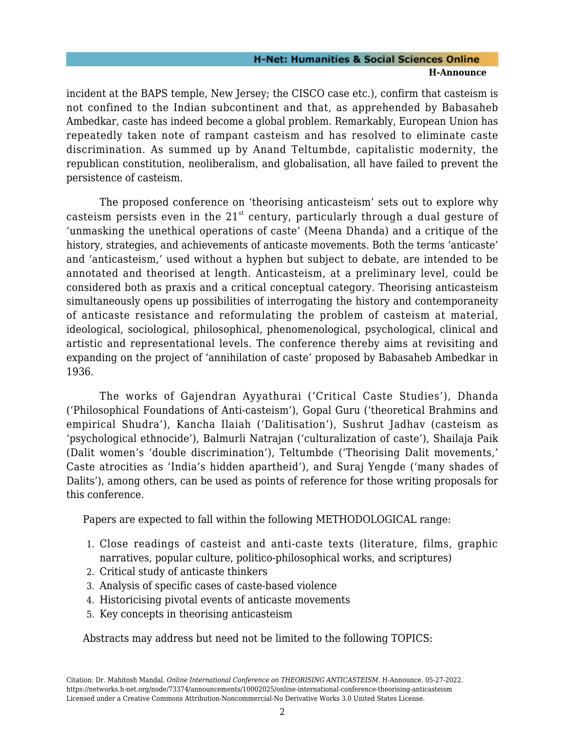incident at the BAPS temple, New Jersey; the CISCO case etc.), confirm that casteism is not confined to the Indian subcontinent and that, as apprehended by Babasaheb Ambedkar, caste has indeed become a global problem. Remarkably, European Union has repeatedly taken note of rampant casteism and has resolved to eliminate caste discrimination. As summed up by Anand Teltumbde, capitalistic modernity, the republican constitution, neoliberalism, and globalisation, all have failed to prevent the persistence of casteism.

The proposed conference on 'theorising anticasteism' sets out to explore why casteism persists even in the 21st century, particularly through a dual gesture of 'unmasking the unethical operations of caste' (Meena Dhanda) and a critique of the history, strategies, and achievements of anticaste movements. Both the terms 'anticaste' and 'anticasteism,' used without a hyphen but subject to debate, are intended to be annotated and theorised at length. Anticasteism, at a preliminary level, could be considered both as praxis and a critical conceptual category. Theorising anticasteism simultaneously opens up possibilities of interrogating the history and contemporaneity of anticaste resistance and reformulating the problem of casteism at material, ideological, sociological, philosophical, phenomenological, psychological, clinical and artistic and representational levels. The conference thereby aims at revisiting and expanding on the project of 'annihilation of caste' proposed by Babasaheb Ambedkar in 1936.

The works of Gajendran Ayyathurai ('Critical Caste Studies'), Dhanda ('Philosophical Foundations of Anti-casteism'), Gopal Guru ('theoretical Brahmins and empirical Shudra'), Kancha Ilaiah ('Dalitisation'), Sushrut Jadhav (casteism as 'psychological ethnocide'), Balmurli Natrajan ('culturalization of caste'), Shailaja Paik (Dalit women's 'double discrimination'), Teltumbde ('Theorising Dalit movements,' Caste atrocities as 'India's hidden apartheid'), and Suraj Yengde ('many shades of Dalits'), among others, can be used as points of reference for those writing proposals for this conference.

Papers are expected to fall within the following METHODOLOGICAL range:

1. Close readings of casteist and anti-caste texts (literature, films, graphic narratives, popular culture, politico-philosophical works, and scriptures)
2. Critical study of anticaste thinkers
3. Analysis of specific cases of caste-based violence
4. Historicising pivotal events of anticaste movements
5. Key concepts in theorising anticasteism

Abstracts may address but need not be limited to the following TOPICS: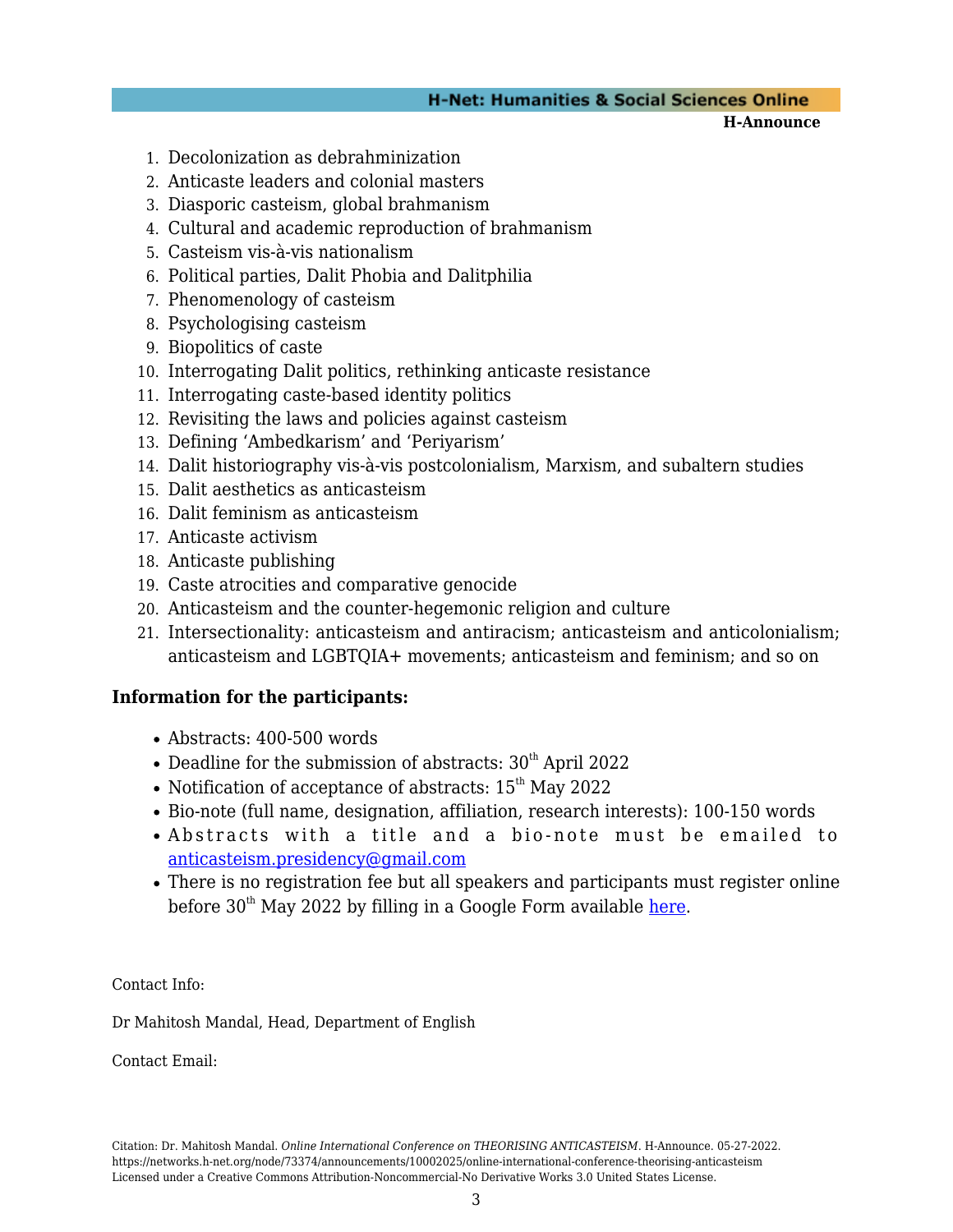21. Decolonization as debrahminization
2. Anticaste leaders and colonial masters
3. Diasporic casteism, global brahmanism
4. Cultural and academic reproduction of brahmanism
5. Casteism vis-à-vis nationalism
6. Political parties, Dalit Phobia and Dalitphilia
7. Phenomenology of casteism
8. Psychologising casteism
9. Biopolitics of caste
10. Interrogating Dalit politics, rethinking anticaste resistance
11. Interrogating caste-based identity politics
12. Revisiting the laws and policies against casteism
13. Defining 'Ambedkarism' and 'Periyarism'
14. Dalit historiography vis-à-vis postcolonialism, Marxism, and subaltern studies
15. Dalit aesthetics as anticasteism
16. Dalit feminism as anticasteism
17. Anticaste activism
18. Anticaste publishing
19. Caste atrocities and comparative genocide
20. Anticasteism and the counter-hegemonic religion and culture
21. Intersectionality: anticasteism and antiracism; anticasteism and anticolonialism; anticasteism and LGBTQIA+ movements; anticasteism and feminism; and so on

**Information for the participants:**

- Abstracts: 400-500 words
- Deadline for the submission of abstracts: 30th April 2022
- Notification of acceptance of abstracts: 15th May 2022
- Bio-note (full name, designation, affiliation, research interests): 100-150 words
- Abstracts with a title and a bio-note must be emailed to anticasteism.presidency@gmail.com
- There is no registration fee but all speakers and participants must register online before 30th May 2022 by filling in a Google Form available here.

Contact Info:

Dr Mahitosh Mandal, Head, Department of English

Contact Email:

Citation: Dr. Mahitosh Mandal. *Online International Conference on THEORISING ANTICASTEISM*. H-Announce. 05-27-2022. https://networks.h-net.org/node/73374/announcements/10002025/online-international-conference-theorising-anticasteism
Licensed under a Creative Commons Attribution-Noncommercial-No Derivative Works 3.0 United States License.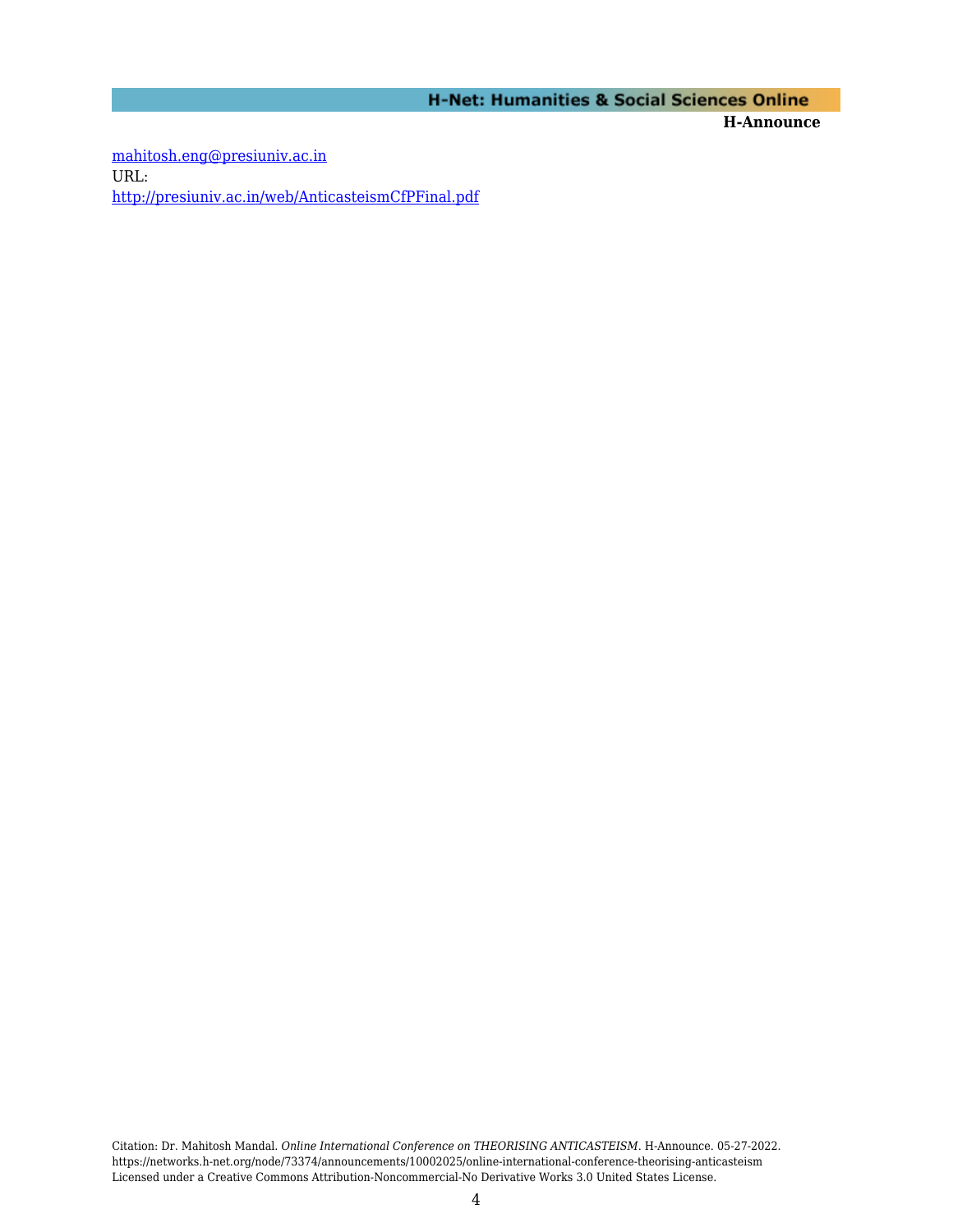mahitosh.eng@presiuniv.ac.in
URL:
http://presiuniv.ac.in/web/AnticasteismCfPFinal.pdf